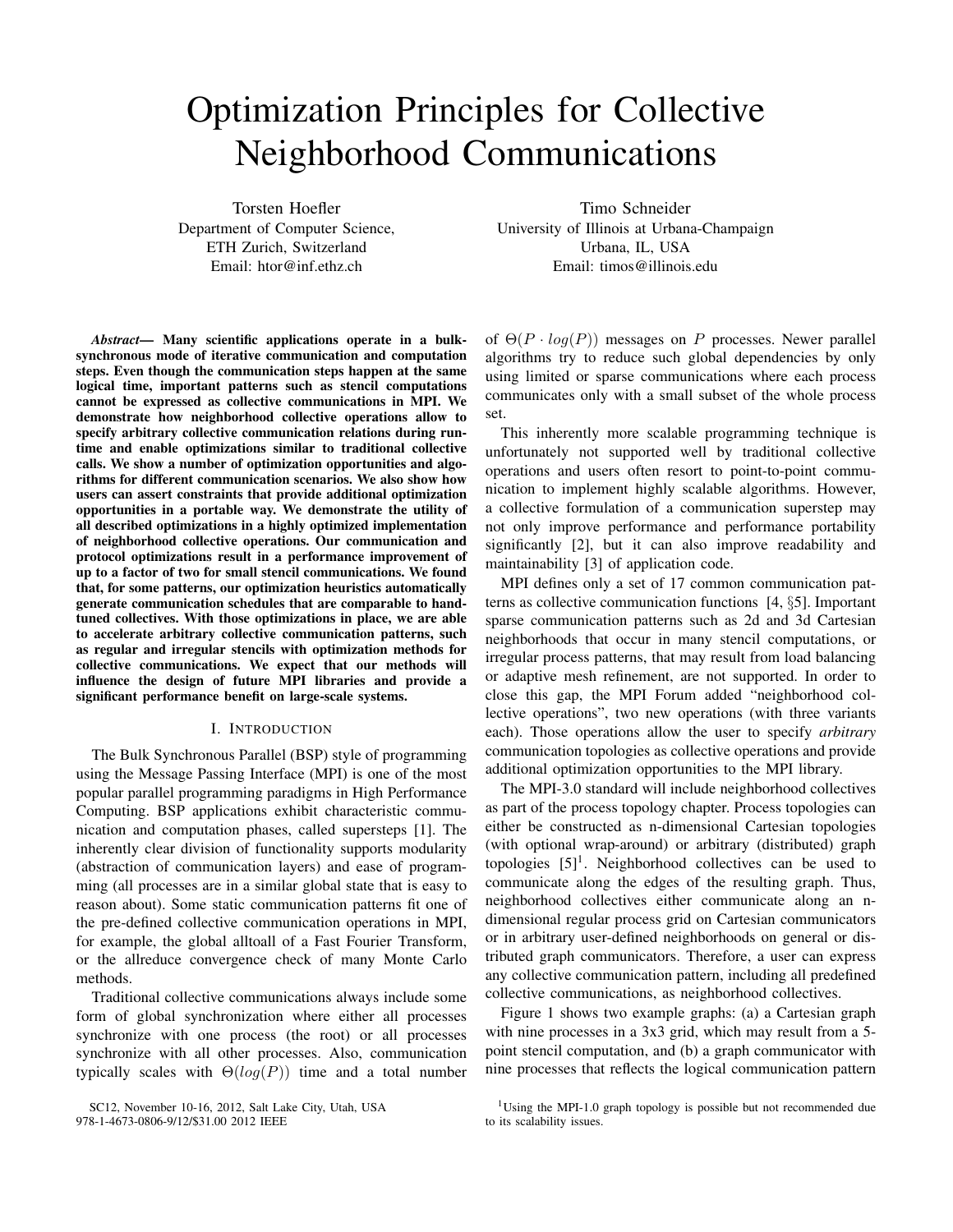# Optimization Principles for Collective Neighborhood Communications

Torsten Hoefler
Department of Computer Science,
ETH Zurich, Switzerland
Email: htor@inf.ethz.ch

Timo Schneider
University of Illinois at Urbana-Champaign
Urbana, IL, USA
Email: timos@illinois.edu

***Abstract*— Many scientific applications operate in a bulk-synchronous mode of iterative communication and computation steps. Even though the communication steps happen at the same logical time, important patterns such as stencil computations cannot be expressed as collective communications in MPI. We demonstrate how neighborhood collective operations allow to specify arbitrary collective communication relations during run-time and enable optimizations similar to traditional collective calls. We show a number of optimization opportunities and algorithms for different communication scenarios. We also show how users can assert constraints that provide additional optimization opportunities in a portable way. We demonstrate the utility of all described optimizations in a highly optimized implementation of neighborhood collective operations. Our communication and protocol optimizations result in a performance improvement of up to a factor of two for small stencil communications. We found that, for some patterns, our optimization heuristics automatically generate communication schedules that are comparable to hand-tuned collectives. With those optimizations in place, we are able to accelerate arbitrary collective communication patterns, such as regular and irregular stencils with optimization methods for collective communications. We expect that our methods will influence the design of future MPI libraries and provide a significant performance benefit on large-scale systems.**

## I. Introduction

The Bulk Synchronous Parallel (BSP) style of programming using the Message Passing Interface (MPI) is one of the most popular parallel programming paradigms in High Performance Computing. BSP applications exhibit characteristic communication and computation phases, called supersteps [1]. The inherently clear division of functionality supports modularity (abstraction of communication layers) and ease of programming (all processes are in a similar global state that is easy to reason about). Some static communication patterns fit one of the pre-defined collective communication operations in MPI, for example, the global alltoall of a Fast Fourier Transform, or the allreduce convergence check of many Monte Carlo methods.

Traditional collective communications always include some form of global synchronization where either all processes synchronize with one process (the root) or all processes synchronize with all other processes. Also, communication typically scales with $\Theta(log(P))$ time and a total number of $\Theta(P \cdot log(P))$ messages on $P$ processes. Newer parallel algorithms try to reduce such global dependencies by only using limited or sparse communications where each process communicates only with a small subset of the whole process set.

This inherently more scalable programming technique is unfortunately not supported well by traditional collective operations and users often resort to point-to-point communication to implement highly scalable algorithms. However, a collective formulation of a communication superstep may not only improve performance and performance portability significantly [2], but it can also improve readability and maintainability [3] of application code.

MPI defines only a set of 17 common communication patterns as collective communication functions [4, §5]. Important sparse communication patterns such as 2d and 3d Cartesian neighborhoods that occur in many stencil computations, or irregular process patterns, that may result from load balancing or adaptive mesh refinement, are not supported. In order to close this gap, the MPI Forum added "neighborhood collective operations", two new operations (with three variants each). Those operations allow the user to specify *arbitrary* communication topologies as collective operations and provide additional optimization opportunities to the MPI library.

The MPI-3.0 standard will include neighborhood collectives as part of the process topology chapter. Process topologies can either be constructed as n-dimensional Cartesian topologies (with optional wrap-around) or arbitrary (distributed) graph topologies [5][1]. Neighborhood collectives can be used to communicate along the edges of the resulting graph. Thus, neighborhood collectives either communicate along an n-dimensional regular process grid on Cartesian communicators or in arbitrary user-defined neighborhoods on general or distributed graph communicators. Therefore, a user can express any collective communication pattern, including all predefined collective communications, as neighborhood collectives.

Figure 1 shows two example graphs: (a) a Cartesian graph with nine processes in a 3x3 grid, which may result from a 5-point stencil computation, and (b) a graph communicator with nine processes that reflects the logical communication pattern

[1] Using the MPI-1.0 graph topology is possible but not recommended due to its scalability issues.

SC12, November 10-16, 2012, Salt Lake City, Utah, USA
978-1-4673-0806-9/12/$31.00 2012 IEEE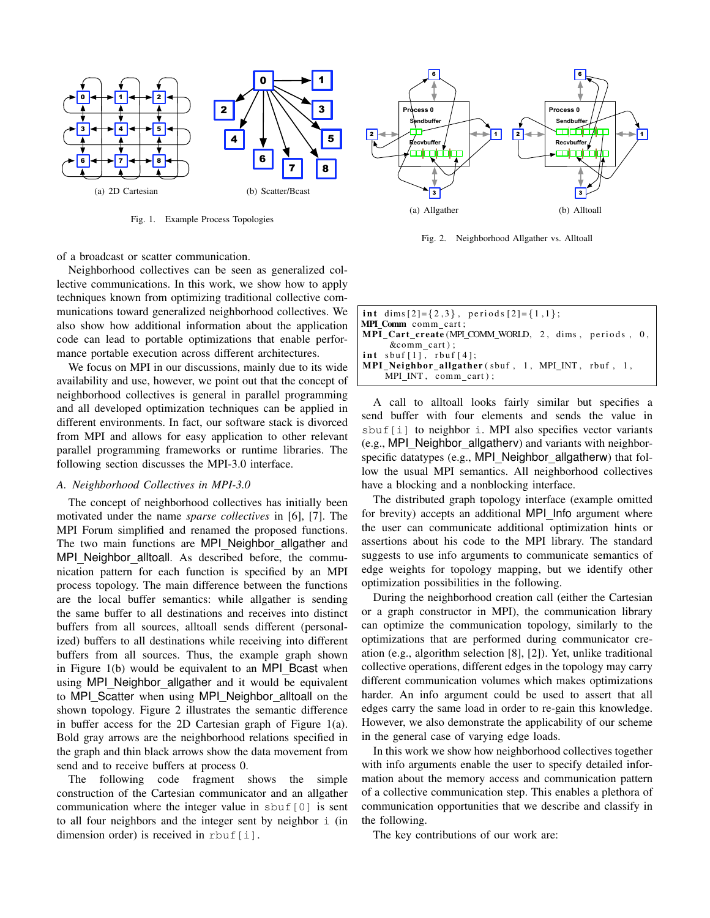(a) 2D Cartesian

(b) Scatter/Bcast

Fig. 1. Example Process Topologies

(a) Allgather

(b) Alltoall

Fig. 2. Neighborhood Allgather vs. Alltoall

of a broadcast or scatter communication.

Neighborhood collectives can be seen as generalized collective communications. In this work, we show how to apply techniques known from optimizing traditional collective communications toward generalized neighborhood collectives. We also show how additional information about the application code can lead to portable optimizations that enable performance portable execution across different architectures.

We focus on MPI in our discussions, mainly due to its wide availability and use, however, we point out that the concept of neighborhood collectives is general in parallel programming and all developed optimization techniques can be applied in different environments. In fact, our software stack is divorced from MPI and allows for easy application to other relevant parallel programming frameworks or runtime libraries. The following section discusses the MPI-3.0 interface.

### *A. Neighborhood Collectives in MPI-3.0*

The concept of neighborhood collectives has initially been motivated under the name *sparse collectives* in [6], [7]. The MPI Forum simplified and renamed the proposed functions. The two main functions are MPI_Neighbor_allgather and MPI_Neighbor_alltoall. As described before, the communication pattern for each function is specified by an MPI process topology. The main difference between the functions are the local buffer semantics: while allgather is sending the same buffer to all destinations and receives into distinct buffers from all sources, alltoall sends different (personalized) buffers to all destinations while receiving into different buffers from all sources. Thus, the example graph shown in Figure 1(b) would be equivalent to an MPI_Bcast when using MPI_Neighbor_allgather and it would be equivalent to MPI_Scatter when using MPI_Neighbor_alltoall on the shown topology. Figure 2 illustrates the semantic difference in buffer access for the 2D Cartesian graph of Figure 1(a). Bold gray arrows are the neighborhood relations specified in the graph and thin black arrows show the data movement from send and to receive buffers at process 0.

The following code fragment shows the simple construction of the Cartesian communicator and an allgather communication where the integer value in `sbuf[0]` is sent to all four neighbors and the integer sent by neighbor `i` (in dimension order) is received in `rbuf[i]`.

```
int dims[2]={2,3}, periods[2]={1,1};
MPI_Comm comm_cart;
MPI_Cart_create(MPI_COMM_WORLD, 2, dims, periods, 0,
    &comm_cart);
int sbuf[1], rbuf[4];
MPI_Neighbor_allgather(sbuf, 1, MPI_INT, rbuf, 1,
    MPI_INT, comm_cart);
```

A call to alltoall looks fairly similar but specifies a send buffer with four elements and sends the value in `sbuf[i]` to neighbor `i`. MPI also specifies vector variants (e.g., MPI_Neighbor_allgatherv) and variants with neighbor-specific datatypes (e.g., MPI_Neighbor_allgatherw) that follow the usual MPI semantics. All neighborhood collectives have a blocking and a nonblocking interface.

The distributed graph topology interface (example omitted for brevity) accepts an additional MPI_Info argument where the user can communicate additional optimization hints or assertions about his code to the MPI library. The standard suggests to use info arguments to communicate semantics of edge weights for topology mapping, but we identify other optimization possibilities in the following.

During the neighborhood creation call (either the Cartesian or a graph constructor in MPI), the communication library can optimize the communication topology, similarly to the optimizations that are performed during communicator creation (e.g., algorithm selection [8], [2]). Yet, unlike traditional collective operations, different edges in the topology may carry different communication volumes which makes optimizations harder. An info argument could be used to assert that all edges carry the same load in order to re-gain this knowledge. However, we also demonstrate the applicability of our scheme in the general case of varying edge loads.

In this work we show how neighborhood collectives together with info arguments enable the user to specify detailed information about the memory access and communication pattern of a collective communication step. This enables a plethora of communication opportunities that we describe and classify in the following.

The key contributions of our work are: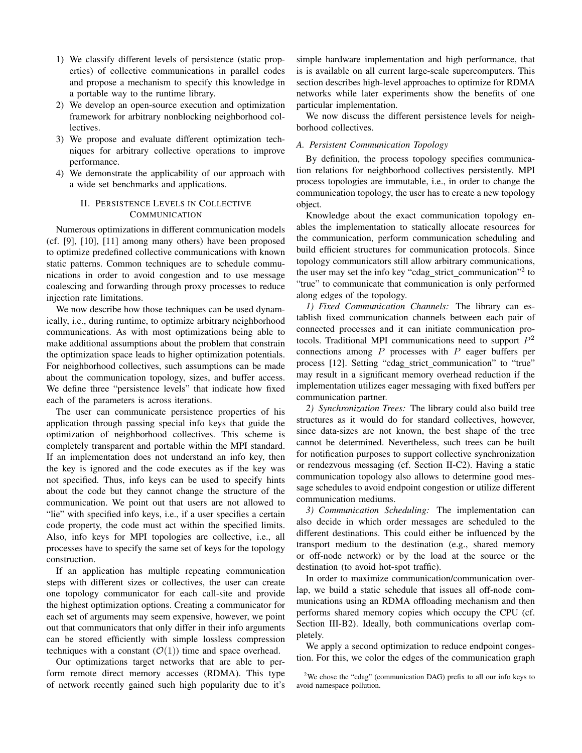1) We classify different levels of persistence (static properties) of collective communications in parallel codes and propose a mechanism to specify this knowledge in a portable way to the runtime library.
2) We develop an open-source execution and optimization framework for arbitrary nonblocking neighborhood collectives.
3) We propose and evaluate different optimization techniques for arbitrary collective operations to improve performance.
4) We demonstrate the applicability of our approach with a wide set benchmarks and applications.

## II. Persistence Levels in Collective Communication

Numerous optimizations in different communication models (cf. [9], [10], [11] among many others) have been proposed to optimize predefined collective communications with known static patterns. Common techniques are to schedule communications in order to avoid congestion and to use message coalescing and forwarding through proxy processes to reduce injection rate limitations.

We now describe how those techniques can be used dynamically, i.e., during runtime, to optimize arbitrary neighborhood communications. As with most optimizations being able to make additional assumptions about the problem that constrain the optimization space leads to higher optimization potentials. For neighborhood collectives, such assumptions can be made about the communication topology, sizes, and buffer access. We define three "persistence levels" that indicate how fixed each of the parameters is across iterations.

The user can communicate persistence properties of his application through passing special info keys that guide the optimization of neighborhood collectives. This scheme is completely transparent and portable within the MPI standard. If an implementation does not understand an info key, then the key is ignored and the code executes as if the key was not specified. Thus, info keys can be used to specify hints about the code but they cannot change the structure of the communication. We point out that users are not allowed to "lie" with specified info keys, i.e., if a user specifies a certain code property, the code must act within the specified limits. Also, info keys for MPI topologies are collective, i.e., all processes have to specify the same set of keys for the topology construction.

If an application has multiple repeating communication steps with different sizes or collectives, the user can create one topology communicator for each call-site and provide the highest optimization options. Creating a communicator for each set of arguments may seem expensive, however, we point out that communicators that only differ in their info arguments can be stored efficiently with simple lossless compression techniques with a constant ($\mathcal{O}(1)$) time and space overhead.

Our optimizations target networks that are able to perform remote direct memory accesses (RDMA). This type of network recently gained such high popularity due to it's simple hardware implementation and high performance, that is is available on all current large-scale supercomputers. This section describes high-level approaches to optimize for RDMA networks while later experiments show the benefits of one particular implementation.

We now discuss the different persistence levels for neighborhood collectives.

### A. Persistent Communication Topology

By definition, the process topology specifies communication relations for neighborhood collectives persistently. MPI process topologies are immutable, i.e., in order to change the communication topology, the user has to create a new topology object.

Knowledge about the exact communication topology enables the implementation to statically allocate resources for the communication, perform communication scheduling and build efficient structures for communication protocols. Since topology communicators still allow arbitrary communications, the user may set the info key "cdag_strict_communication"[2] to "true" to communicate that communication is only performed along edges of the topology.

*1) Fixed Communication Channels:* The library can establish fixed communication channels between each pair of connected processes and it can initiate communication protocols. Traditional MPI communications need to support $P^2$ connections among $P$ processes with $P$ eager buffers per process [12]. Setting "cdag_strict_communication" to "true" may result in a significant memory overhead reduction if the implementation utilizes eager messaging with fixed buffers per communication partner.

*2) Synchronization Trees:* The library could also build tree structures as it would do for standard collectives, however, since data-sizes are not known, the best shape of the tree cannot be determined. Nevertheless, such trees can be built for notification purposes to support collective synchronization or rendezvous messaging (cf. Section II-C2). Having a static communication topology also allows to determine good message schedules to avoid endpoint congestion or utilize different communication mediums.

*3) Communication Scheduling:* The implementation can also decide in which order messages are scheduled to the different destinations. This could either be influenced by the transport medium to the destination (e.g., shared memory or off-node network) or by the load at the source or the destination (to avoid hot-spot traffic).

In order to maximize communication/communication overlap, we build a static schedule that issues all off-node communications using an RDMA offloading mechanism and then performs shared memory copies which occupy the CPU (cf. Section III-B2). Ideally, both communications overlap completely.

We apply a second optimization to reduce endpoint congestion. For this, we color the edges of the communication graph

[2]We chose the "cdag" (communication DAG) prefix to all our info keys to avoid namespace pollution.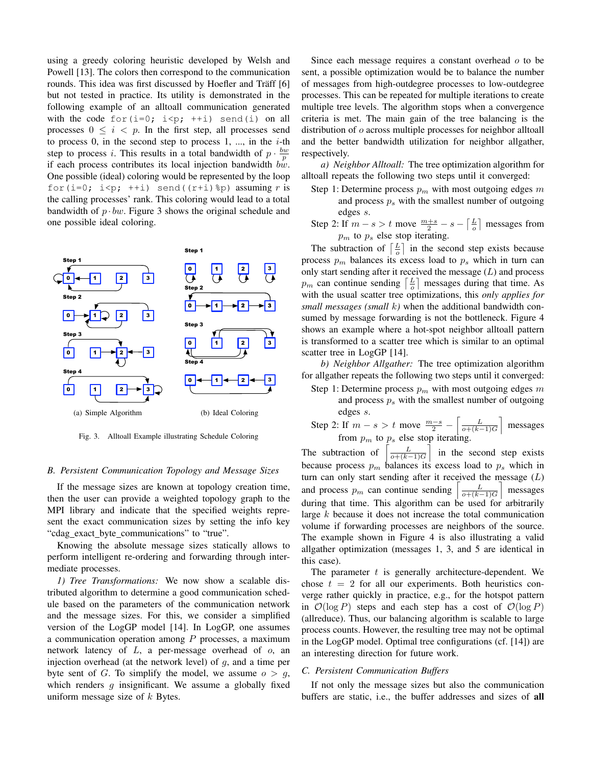using a greedy coloring heuristic developed by Welsh and Powell [13]. The colors then correspond to the communication rounds. This idea was first discussed by Hoefler and Träff [6] but not tested in practice. Its utility is demonstrated in the following example of an alltoall communication generated with the code `for(i=0; i<p; ++i) send(i)` on all processes $0 \leq i < p$. In the first step, all processes send to process 0, in the second step to process 1, ..., in the $i$-th step to process $i$. This results in a total bandwidth of $p \cdot \frac{bw}{p}$ if each process contributes its local injection bandwidth $bw$. One possible (ideal) coloring would be represented by the loop `for(i=0; i<p; ++i) send((r+i)%p)` assuming $r$ is the calling processes' rank. This coloring would lead to a total bandwidth of $p \cdot bw$. Figure 3 shows the original schedule and one possible ideal coloring.

(a) Simple Algorithm (b) Ideal Coloring

Fig. 3. Alltoall Example illustrating Schedule Coloring

## B. Persistent Communication Topology and Message Sizes

If the message sizes are known at topology creation time, then the user can provide a weighted topology graph to the MPI library and indicate that the specified weights represent the exact communication sizes by setting the info key "cdag_exact_byte_communications" to "true".

Knowing the absolute message sizes statically allows to perform intelligent re-ordering and forwarding through intermediate processes.

*1) Tree Transformations:* We now show a scalable distributed algorithm to determine a good communication schedule based on the parameters of the communication network and the message sizes. For this, we consider a simplified version of the LogGP model [14]. In LogGP, one assumes a communication operation among $P$ processes, a maximum network latency of $L$, a per-message overhead of $o$, an injection overhead (at the network level) of $g$, and a time per byte sent of $G$. To simplify the model, we assume $o > g$, which renders $g$ insignificant. We assume a globally fixed uniform message size of $k$ Bytes.

Since each message requires a constant overhead $o$ to be sent, a possible optimization would be to balance the number of messages from high-outdegree processes to low-outdegree processes. This can be repeated for multiple iterations to create multiple tree levels. The algorithm stops when a convergence criteria is met. The main gain of the tree balancing is the distribution of $o$ across multiple processes for neighbor alltoall and the better bandwidth utilization for neighbor allgather, respectively.

*a) Neighbor Alltoall:* The tree optimization algorithm for alltoall repeats the following two steps until it converged:

Step 1: Determine process $p_m$ with most outgoing edges $m$ and process $p_s$ with the smallest number of outgoing edges $s$.

Step 2: If $m - s > t$ move $\frac{m+s}{2} - s - \left\lceil \frac{L}{o} \right\rceil$ messages from $p_m$ to $p_s$ else stop iterating.

The subtraction of $\left\lceil \frac{L}{o} \right\rceil$ in the second step exists because process $p_m$ balances its excess load to $p_s$ which in turn can only start sending after it received the message ($L$) and process $p_m$ can continue sending $\left\lceil \frac{L}{o} \right\rceil$ messages during that time. As with the usual scatter tree optimizations, this *only applies for small messages (small $k$)* when the additional bandwidth consumed by message forwarding is not the bottleneck. Figure 4 shows an example where a hot-spot neighbor alltoall pattern is transformed to a scatter tree which is similar to an optimal scatter tree in LogGP [14].

*b) Neighbor Allgather:* The tree optimization algorithm for allgather repeats the following two steps until it converged:

Step 1: Determine process $p_m$ with most outgoing edges $m$ and process $p_s$ with the smallest number of outgoing edges $s$.

Step 2: If $m - s > t$ move $\frac{m-s}{2} - \left\lceil \frac{L}{o+(k-1)G} \right\rceil$ messages from $p_m$ to $p_s$ else stop iterating.

The subtraction of $\left\lceil \frac{L}{o+(k-1)G} \right\rceil$ in the second step exists because process $p_m$ balances its excess load to $p_s$ which in turn can only start sending after it received the message ($L$) and process $p_m$ can continue sending $\left\lceil \frac{L}{o+(k-1)G} \right\rceil$ messages during that time. This algorithm can be used for arbitrarily large $k$ because it does not increase the total communication volume if forwarding processes are neighbors of the source. The example shown in Figure 4 is also illustrating a valid allgather optimization (messages 1, 3, and 5 are identical in this case).

The parameter $t$ is generally architecture-dependent. We chose $t = 2$ for all our experiments. Both heuristics converge rather quickly in practice, e.g., for the hotspot pattern in $\mathcal{O}(\log P)$ steps and each step has a cost of $\mathcal{O}(\log P)$ (allreduce). Thus, our balancing algorithm is scalable to large process counts. However, the resulting tree may not be optimal in the LogGP model. Optimal tree configurations (cf. [14]) are an interesting direction for future work.

## C. Persistent Communication Buffers

If not only the message sizes but also the communication buffers are static, i.e., the buffer addresses and sizes of **all**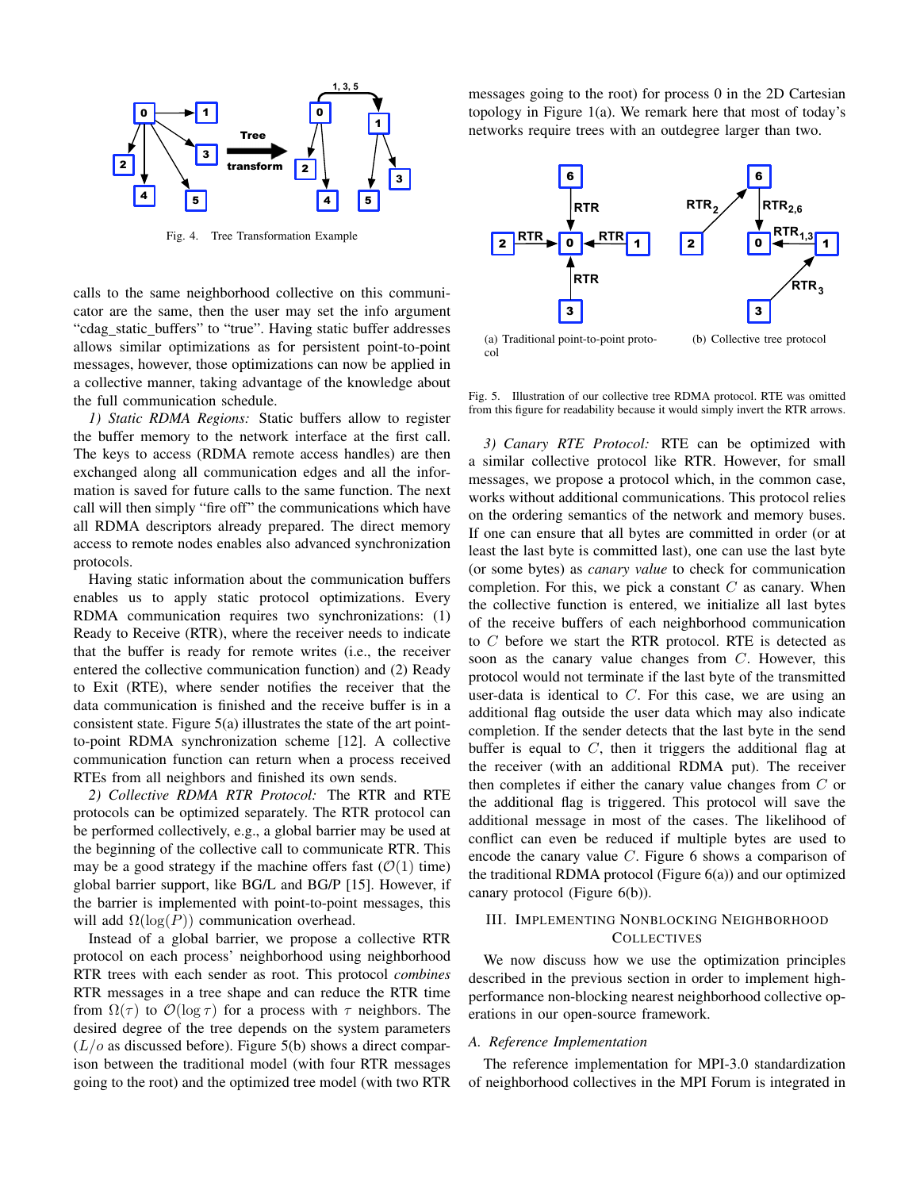Fig. 4. Tree Transformation Example

calls to the same neighborhood collective on this communicator are the same, then the user may set the info argument "cdag_static_buffers" to "true". Having static buffer addresses allows similar optimizations as for persistent point-to-point messages, however, those optimizations can now be applied in a collective manner, taking advantage of the knowledge about the full communication schedule.

*1) Static RDMA Regions:* Static buffers allow to register the buffer memory to the network interface at the first call. The keys to access (RDMA remote access handles) are then exchanged along all communication edges and all the information is saved for future calls to the same function. The next call will then simply "fire off" the communications which have all RDMA descriptors already prepared. The direct memory access to remote nodes enables also advanced synchronization protocols.

Having static information about the communication buffers enables us to apply static protocol optimizations. Every RDMA communication requires two synchronizations: (1) Ready to Receive (RTR), where the receiver needs to indicate that the buffer is ready for remote writes (i.e., the receiver entered the collective communication function) and (2) Ready to Exit (RTE), where sender notifies the receiver that the data communication is finished and the receive buffer is in a consistent state. Figure 5(a) illustrates the state of the art point-to-point RDMA synchronization scheme [12]. A collective communication function can return when a process received RTEs from all neighbors and finished its own sends.

*2) Collective RDMA RTR Protocol:* The RTR and RTE protocols can be optimized separately. The RTR protocol can be performed collectively, e.g., a global barrier may be used at the beginning of the collective call to communicate RTR. This may be a good strategy if the machine offers fast ($\mathcal{O}(1)$ time) global barrier support, like BG/L and BG/P [15]. However, if the barrier is implemented with point-to-point messages, this will add $\Omega(\log(P))$ communication overhead.

Instead of a global barrier, we propose a collective RTR protocol on each process' neighborhood using neighborhood RTR trees with each sender as root. This protocol *combines* RTR messages in a tree shape and can reduce the RTR time from $\Omega(\tau)$ to $\mathcal{O}(\log \tau)$ for a process with $\tau$ neighbors. The desired degree of the tree depends on the system parameters ($L/o$ as discussed before). Figure 5(b) shows a direct comparison between the traditional model (with four RTR messages going to the root) and the optimized tree model (with two RTR messages going to the root) for process 0 in the 2D Cartesian topology in Figure 1(a). We remark here that most of today's networks require trees with an outdegree larger than two.

(a) Traditional point-to-point protocol

(b) Collective tree protocol

Fig. 5. Illustration of our collective tree RDMA protocol. RTE was omitted from this figure for readability because it would simply invert the RTR arrows.

*3) Canary RTE Protocol:* RTE can be optimized with a similar collective protocol like RTR. However, for small messages, we propose a protocol which, in the common case, works without additional communications. This protocol relies on the ordering semantics of the network and memory buses. If one can ensure that all bytes are committed in order (or at least the last byte is committed last), one can use the last byte (or some bytes) as *canary value* to check for communication completion. For this, we pick a constant $C$ as canary. When the collective function is entered, we initialize all last bytes of the receive buffers of each neighborhood communication to $C$ before we start the RTR protocol. RTE is detected as soon as the canary value changes from $C$. However, this protocol would not terminate if the last byte of the transmitted user-data is identical to $C$. For this case, we are using an additional flag outside the user data which may also indicate completion. If the sender detects that the last byte in the send buffer is equal to $C$, then it triggers the additional flag at the receiver (with an additional RDMA put). The receiver then completes if either the canary value changes from $C$ or the additional flag is triggered. This protocol will save the additional message in most of the cases. The likelihood of conflict can even be reduced if multiple bytes are used to encode the canary value $C$. Figure 6 shows a comparison of the traditional RDMA protocol (Figure 6(a)) and our optimized canary protocol (Figure 6(b)).

## III. Implementing Nonblocking Neighborhood Collectives

We now discuss how we use the optimization principles described in the previous section in order to implement high-performance non-blocking nearest neighborhood collective operations in our open-source framework.

### A. Reference Implementation

The reference implementation for MPI-3.0 standardization of neighborhood collectives in the MPI Forum is integrated in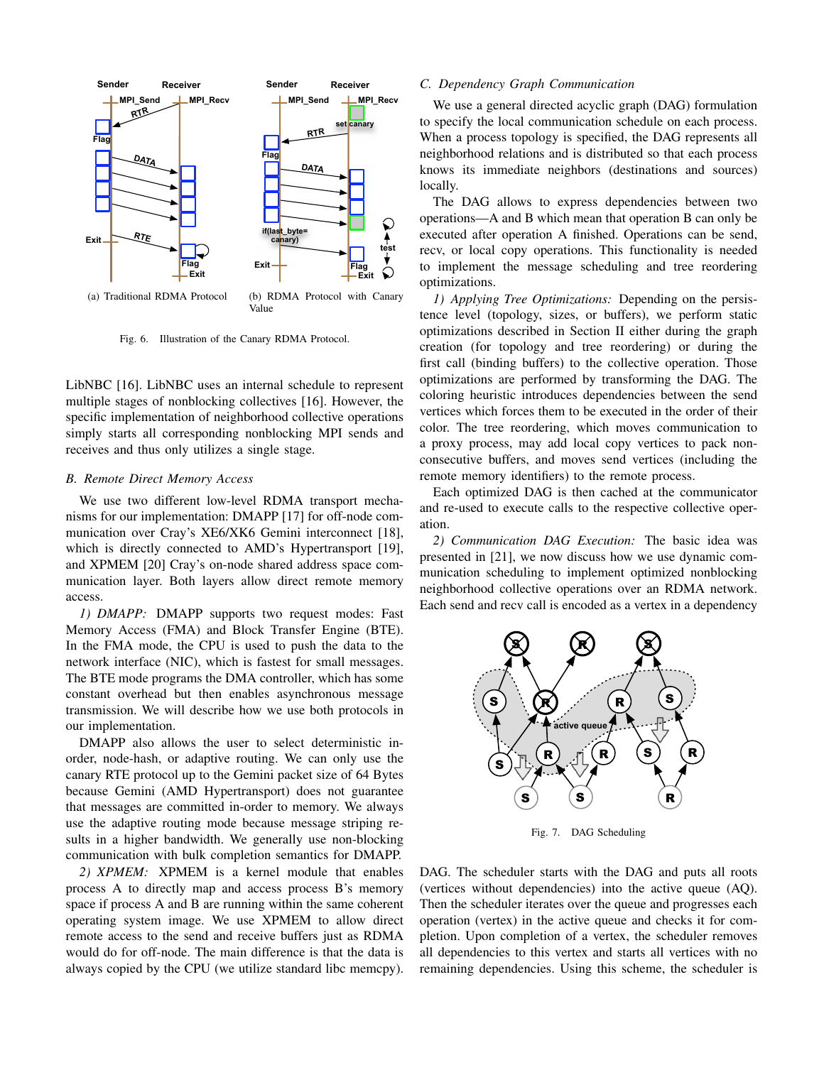(a) Traditional RDMA Protocol

(b) RDMA Protocol with Canary Value

Fig. 6. Illustration of the Canary RDMA Protocol.

LibNBC [16]. LibNBC uses an internal schedule to represent multiple stages of nonblocking collectives [16]. However, the specific implementation of neighborhood collective operations simply starts all corresponding nonblocking MPI sends and receives and thus only utilizes a single stage.

### B. Remote Direct Memory Access

We use two different low-level RDMA transport mechanisms for our implementation: DMAPP [17] for off-node communication over Cray's XE6/XK6 Gemini interconnect [18], which is directly connected to AMD's Hypertransport [19], and XPMEM [20] Cray's on-node shared address space communication layer. Both layers allow direct remote memory access.

*1) DMAPP:* DMAPP supports two request modes: Fast Memory Access (FMA) and Block Transfer Engine (BTE). In the FMA mode, the CPU is used to push the data to the network interface (NIC), which is fastest for small messages. The BTE mode programs the DMA controller, which has some constant overhead but then enables asynchronous message transmission. We will describe how we use both protocols in our implementation.

DMAPP also allows the user to select deterministic in-order, node-hash, or adaptive routing. We can only use the canary RTE protocol up to the Gemini packet size of 64 Bytes because Gemini (AMD Hypertransport) does not guarantee that messages are committed in-order to memory. We always use the adaptive routing mode because message striping results in a higher bandwidth. We generally use non-blocking communication with bulk completion semantics for DMAPP.

*2) XPMEM:* XPMEM is a kernel module that enables process A to directly map and access process B's memory space if process A and B are running within the same coherent operating system image. We use XPMEM to allow direct remote access to the send and receive buffers just as RDMA would do for off-node. The main difference is that the data is always copied by the CPU (we utilize standard libc memcpy).

### C. Dependency Graph Communication

We use a general directed acyclic graph (DAG) formulation to specify the local communication schedule on each process. When a process topology is specified, the DAG represents all neighborhood relations and is distributed so that each process knows its immediate neighbors (destinations and sources) locally.

The DAG allows to express dependencies between two operations—A and B which mean that operation B can only be executed after operation A finished. Operations can be send, recv, or local copy operations. This functionality is needed to implement the message scheduling and tree reordering optimizations.

*1) Applying Tree Optimizations:* Depending on the persistence level (topology, sizes, or buffers), we perform static optimizations described in Section II either during the graph creation (for topology and tree reordering) or during the first call (binding buffers) to the collective operation. Those optimizations are performed by transforming the DAG. The coloring heuristic introduces dependencies between the send vertices which forces them to be executed in the order of their color. The tree reordering, which moves communication to a proxy process, may add local copy vertices to pack non-consecutive buffers, and moves send vertices (including the remote memory identifiers) to the remote process.

Each optimized DAG is then cached at the communicator and re-used to execute calls to the respective collective operation.

*2) Communication DAG Execution:* The basic idea was presented in [21], we now discuss how we use dynamic communication scheduling to implement optimized nonblocking neighborhood collective operations over an RDMA network. Each send and recv call is encoded as a vertex in a dependency DAG. The scheduler starts with the DAG and puts all roots (vertices without dependencies) into the active queue (AQ). Then the scheduler iterates over the queue and progresses each operation (vertex) in the active queue and checks it for completion. Upon completion of a vertex, the scheduler removes all dependencies to this vertex and starts all vertices with no remaining dependencies. Using this scheme, the scheduler is

Fig. 7. DAG Scheduling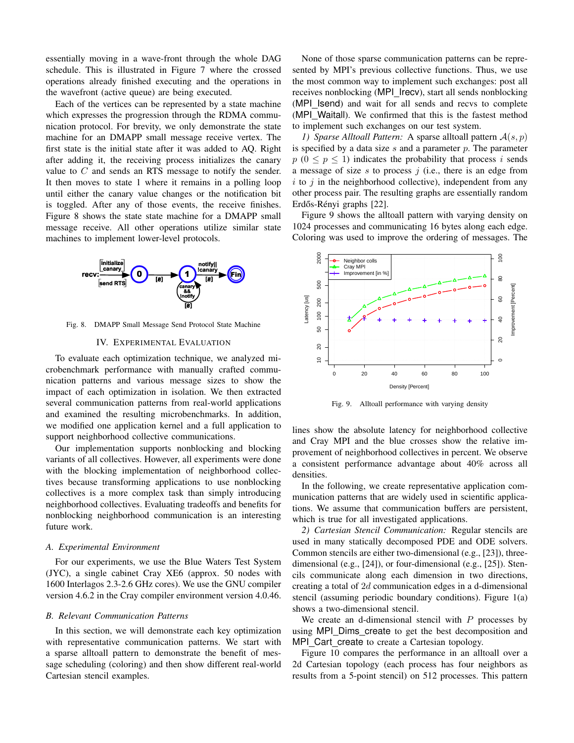essentially moving in a wave-front through the whole DAG schedule. This is illustrated in Figure 7 where the crossed operations already finished executing and the operations in the wavefront (active queue) are being executed.

Each of the vertices can be represented by a state machine which expresses the progression through the RDMA communication protocol. For brevity, we only demonstrate the state machine for an DMAPP small message receive vertex. The first state is the initial state after it was added to AQ. Right after adding it, the receiving process initializes the canary value to $C$ and sends an RTS message to notify the sender. It then moves to state 1 where it remains in a polling loop until either the canary value changes or the notification bit is toggled. After any of those events, the receive finishes. Figure 8 shows the state state machine for a DMAPP small message receive. All other operations utilize similar state machines to implement lower-level protocols.

Fig. 8. DMAPP Small Message Send Protocol State Machine

## IV. Experimental Evaluation

To evaluate each optimization technique, we analyzed microbenchmark performance with manually crafted communication patterns and various message sizes to show the impact of each optimization in isolation. We then extracted several communication patterns from real-world applications and examined the resulting microbenchmarks. In addition, we modified one application kernel and a full application to support neighborhood collective communications.

Our implementation supports nonblocking and blocking variants of all collectives. However, all experiments were done with the blocking implementation of neighborhood collectives because transforming applications to use nonblocking collectives is a more complex task than simply introducing neighborhood collectives. Evaluating tradeoffs and benefits for nonblocking neighborhood communication is an interesting future work.

### A. Experimental Environment

For our experiments, we use the Blue Waters Test System (JYC), a single cabinet Cray XE6 (approx. 50 nodes with 1600 Interlagos 2.3-2.6 GHz cores). We use the GNU compiler version 4.6.2 in the Cray compiler environment version 4.0.46.

### B. Relevant Communication Patterns

In this section, we will demonstrate each key optimization with representative communication patterns. We start with a sparse alltoall pattern to demonstrate the benefit of message scheduling (coloring) and then show different real-world Cartesian stencil examples.

None of those sparse communication patterns can be represented by MPI's previous collective functions. Thus, we use the most common way to implement such exchanges: post all receives nonblocking (MPI_Irecv), start all sends nonblocking (MPI_Isend) and wait for all sends and recvs to complete (MPI_Waitall). We confirmed that this is the fastest method to implement such exchanges on our test system.

*1) Sparse Alltoall Pattern:* A sparse alltoall pattern $\mathcal{A}(s,p)$ is specified by a data size $s$ and a parameter $p$. The parameter $p$ ($0 \leq p \leq 1$) indicates the probability that process $i$ sends a message of size $s$ to process $j$ (i.e., there is an edge from $i$ to $j$ in the neighborhood collective), independent from any other process pair. The resulting graphs are essentially random Erdős-Rényi graphs [22].

Figure 9 shows the alltoall pattern with varying density on 1024 processes and communicating 16 bytes along each edge. Coloring was used to improve the ordering of messages. The lines show the absolute latency for neighborhood collective and Cray MPI and the blue crosses show the relative improvement of neighborhood collectives in percent. We observe a consistent performance advantage about 40% across all densities.

Fig. 9. Alltoall performance with varying density

In the following, we create representative application communication patterns that are widely used in scientific applications. We assume that communication buffers are persistent, which is true for all investigated applications.

*2) Cartesian Stencil Communication:* Regular stencils are used in many statically decomposed PDE and ODE solvers. Common stencils are either two-dimensional (e.g., [23]), three-dimensional (e.g., [24]), or four-dimensional (e.g., [25]). Stencils communicate along each dimension in two directions, creating a total of $2d$ communication edges in a d-dimensional stencil (assuming periodic boundary conditions). Figure 1(a) shows a two-dimensional stencil.

We create an d-dimensional stencil with $P$ processes by using MPI_Dims_create to get the best decomposition and MPI_Cart_create to create a Cartesian topology.

Figure 10 compares the performance in an alltoall over a 2d Cartesian topology (each process has four neighbors as results from a 5-point stencil) on 512 processes. This pattern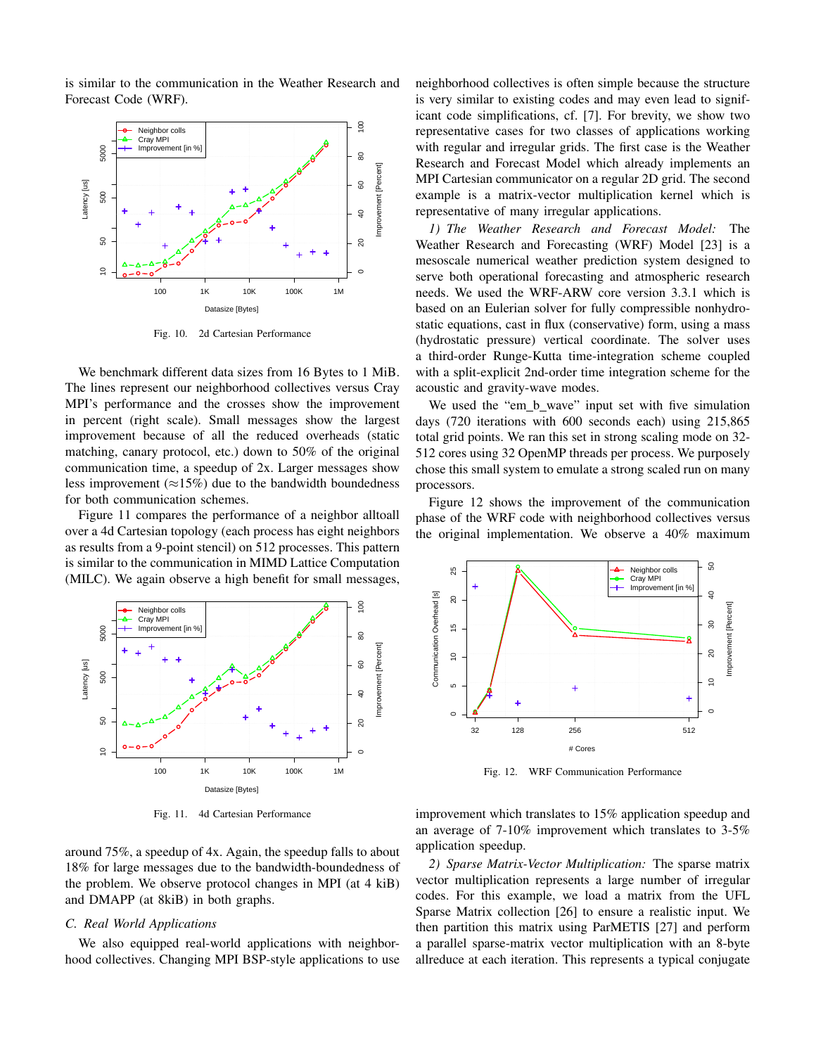is similar to the communication in the Weather Research and Forecast Code (WRF).

Fig. 10. 2d Cartesian Performance

We benchmark different data sizes from 16 Bytes to 1 MiB. The lines represent our neighborhood collectives versus Cray MPI's performance and the crosses show the improvement in percent (right scale). Small messages show the largest improvement because of all the reduced overheads (static matching, canary protocol, etc.) down to 50% of the original communication time, a speedup of 2x. Larger messages show less improvement (≈15%) due to the bandwidth boundedness for both communication schemes.

Figure 11 compares the performance of a neighbor alltoall over a 4d Cartesian topology (each process has eight neighbors as results from a 9-point stencil) on 512 processes. This pattern is similar to the communication in MIMD Lattice Computation (MILC). We again observe a high benefit for small messages, around 75%, a speedup of 4x. Again, the speedup falls to about 18% for large messages due to the bandwidth-boundedness of the problem. We observe protocol changes in MPI (at 4 kiB) and DMAPP (at 8kiB) in both graphs.

Fig. 11. 4d Cartesian Performance

### C. Real World Applications

We also equipped real-world applications with neighborhood collectives. Changing MPI BSP-style applications to use neighborhood collectives is often simple because the structure is very similar to existing codes and may even lead to significant code simplifications, cf. [7]. For brevity, we show two representative cases for two classes of applications working with regular and irregular grids. The first case is the Weather Research and Forecast Model which already implements an MPI Cartesian communicator on a regular 2D grid. The second example is a matrix-vector multiplication kernel which is representative of many irregular applications.

*1) The Weather Research and Forecast Model:* The Weather Research and Forecasting (WRF) Model [23] is a mesoscale numerical weather prediction system designed to serve both operational forecasting and atmospheric research needs. We used the WRF-ARW core version 3.3.1 which is based on an Eulerian solver for fully compressible nonhydrostatic equations, cast in flux (conservative) form, using a mass (hydrostatic pressure) vertical coordinate. The solver uses a third-order Runge-Kutta time-integration scheme coupled with a split-explicit 2nd-order time integration scheme for the acoustic and gravity-wave modes.

We used the "em_b_wave" input set with five simulation days (720 iterations with 600 seconds each) using 215,865 total grid points. We ran this set in strong scaling mode on 32-512 cores using 32 OpenMP threads per process. We purposely chose this small system to emulate a strong scaled run on many processors.

Figure 12 shows the improvement of the communication phase of the WRF code with neighborhood collectives versus the original implementation. We observe a 40% maximum improvement which translates to 15% application speedup and an average of 7-10% improvement which translates to 3-5% application speedup.

Fig. 12. WRF Communication Performance

*2) Sparse Matrix-Vector Multiplication:* The sparse matrix vector multiplication represents a large number of irregular codes. For this example, we load a matrix from the UFL Sparse Matrix collection [26] to ensure a realistic input. We then partition this matrix using ParMETIS [27] and perform a parallel sparse-matrix vector multiplication with an 8-byte allreduce at each iteration. This represents a typical conjugate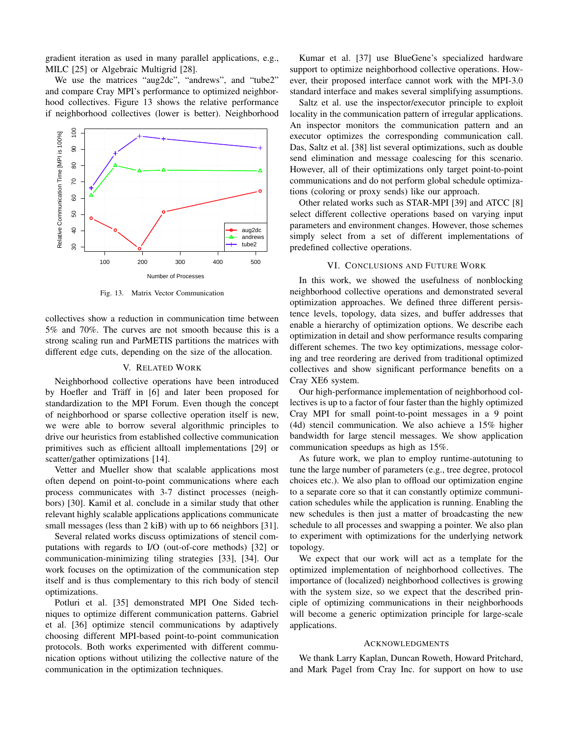gradient iteration as used in many parallel applications, e.g., MILC [25] or Algebraic Multigrid [28].

We use the matrices "aug2dc", "andrews", and "tube2" and compare Cray MPI's performance to optimized neighborhood collectives. Figure 13 shows the relative performance if neighborhood collectives (lower is better). Neighborhood

Relative Communication Time [MPI is 100%]

100
90
80
70
60
50
40
30

100
200
300
400
500

Number of Processes

aug2dc
andrews
tube2

Fig. 13. Matrix Vector Communication

collectives show a reduction in communication time between 5% and 70%. The curves are not smooth because this is a strong scaling run and ParMETIS partitions the matrices with different edge cuts, depending on the size of the allocation.

## V. Related Work

Neighborhood collective operations have been introduced by Hoefler and Träff in [6] and later been proposed for standardization to the MPI Forum. Even though the concept of neighborhood or sparse collective operation itself is new, we were able to borrow several algorithmic principles to drive our heuristics from established collective communication primitives such as efficient alltoall implementations [29] or scatter/gather optimizations [14].

Vetter and Mueller show that scalable applications most often depend on point-to-point communications where each process communicates with 3-7 distinct processes (neighbors) [30]. Kamil et al. conclude in a similar study that other relevant highly scalable applications applications communicate small messages (less than 2 kiB) with up to 66 neighbors [31].

Several related works discuss optimizations of stencil computations with regards to I/O (out-of-core methods) [32] or communication-minimizing tiling strategies [33], [34]. Our work focuses on the optimization of the communication step itself and is thus complementary to this rich body of stencil optimizations.

Potluri et al. [35] demonstrated MPI One Sided techniques to optimize different communication patterns. Gabriel et al. [36] optimize stencil communications by adaptively choosing different MPI-based point-to-point communication protocols. Both works experimented with different communication options without utilizing the collective nature of the communication in the optimization techniques.

Kumar et al. [37] use BlueGene's specialized hardware support to optimize neighborhood collective operations. However, their proposed interface cannot work with the MPI-3.0 standard interface and makes several simplifying assumptions.

Saltz et al. use the inspector/executor principle to exploit locality in the communication pattern of irregular applications. An inspector monitors the communication pattern and an executor optimizes the corresponding communication call. Das, Saltz et al. [38] list several optimizations, such as double send elimination and message coalescing for this scenario. However, all of their optimizations only target point-to-point communications and do not perform global schedule optimizations (coloring or proxy sends) like our approach.

Other related works such as STAR-MPI [39] and ATCC [8] select different collective operations based on varying input parameters and environment changes. However, those schemes simply select from a set of different implementations of predefined collective operations.

## VI. Conclusions and Future Work

In this work, we showed the usefulness of nonblocking neighborhood collective operations and demonstrated several optimization approaches. We defined three different persistence levels, topology, data sizes, and buffer addresses that enable a hierarchy of optimization options. We describe each optimization in detail and show performance results comparing different schemes. The two key optimizations, message coloring and tree reordering are derived from traditional optimized collectives and show significant performance benefits on a Cray XE6 system.

Our high-performance implementation of neighborhood collectives is up to a factor of four faster than the highly optimized Cray MPI for small point-to-point messages in a 9 point (4d) stencil communication. We also achieve a 15% higher bandwidth for large stencil messages. We show application communication speedups as high as 15%.

As future work, we plan to employ runtime-autotuning to tune the large number of parameters (e.g., tree degree, protocol choices etc.). We also plan to offload our optimization engine to a separate core so that it can constantly optimize communication schedules while the application is running. Enabling the new schedules is then just a matter of broadcasting the new schedule to all processes and swapping a pointer. We also plan to experiment with optimizations for the underlying network topology.

We expect that our work will act as a template for the optimized implementation of neighborhood collectives. The importance of (localized) neighborhood collectives is growing with the system size, so we expect that the described principle of optimizing communications in their neighborhoods will become a generic optimization principle for large-scale applications.

## Acknowledgments

We thank Larry Kaplan, Duncan Roweth, Howard Pritchard, and Mark Pagel from Cray Inc. for support on how to use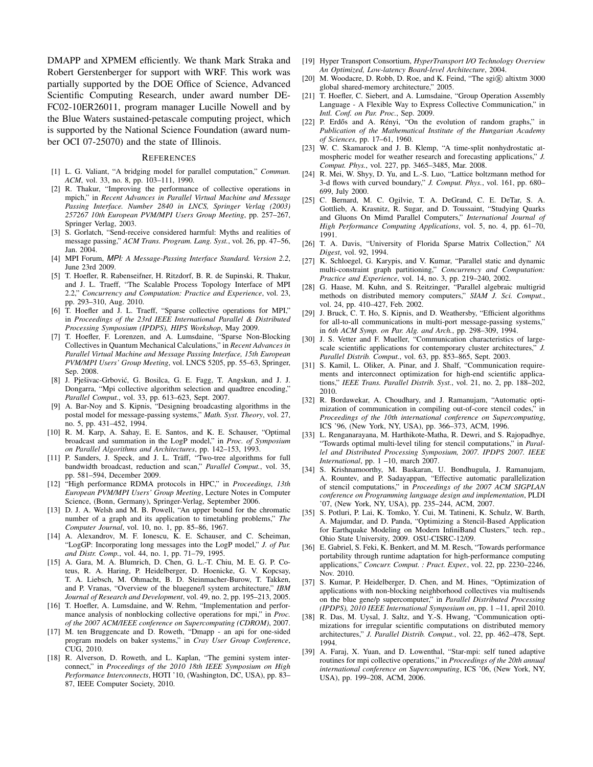DMAPP and XPMEM efficiently. We thank Mark Straka and Robert Gerstenberger for support with WRF. This work was partially supported by the DOE Office of Science, Advanced Scientific Computing Research, under award number DE-FC02-10ER26011, program manager Lucille Nowell and by the Blue Waters sustained-petascale computing project, which is supported by the National Science Foundation (award number OCI 07-25070) and the state of Illinois.

## References

[1] L. G. Valiant, "A bridging model for parallel computation," *Commun. ACM*, vol. 33, no. 8, pp. 103–111, 1990.

[2] R. Thakur, "Improving the performance of collective operations in mpich," in *Recent Advances in Parallel Virtual Machine and Message Passing Interface. Number 2840 in LNCS, Springer Verlag (2003) 257267 10th European PVM/MPI Users Group Meeting*, pp. 257–267, Springer Verlag, 2003.

[3] S. Gorlatch, "Send-receive considered harmful: Myths and realities of message passing," *ACM Trans. Program. Lang. Syst.*, vol. 26, pp. 47–56, Jan. 2004.

[4] MPI Forum, *MPI: A Message-Passing Interface Standard. Version 2.2*, June 23rd 2009.

[5] T. Hoefler, R. Rabenseifner, H. Ritzdorf, B. R. de Supinski, R. Thakur, and J. L. Traeff, "The Scalable Process Topology Interface of MPI 2.2," *Concurrency and Computation: Practice and Experience*, vol. 23, pp. 293–310, Aug. 2010.

[6] T. Hoefler and J. L. Traeff, "Sparse collective operations for MPI," in *Proceedings of the 23rd IEEE International Parallel & Distributed Processing Symposium (IPDPS), HIPS Workshop*, May 2009.

[7] T. Hoefler, F. Lorenzen, and A. Lumsdaine, "Sparse Non-Blocking Collectives in Quantum Mechanical Calculations," in *Recent Advances in Parallel Virtual Machine and Message Passing Interface, 15th European PVM/MPI Users' Group Meeting*, vol. LNCS 5205, pp. 55–63, Springer, Sep. 2008.

[8] J. Pješivac-Grbović, G. Bosilca, G. E. Fagg, T. Angskun, and J. J. Dongarra, "Mpi collective algorithm selection and quadtree encoding," *Parallel Comput.*, vol. 33, pp. 613–623, Sept. 2007.

[9] A. Bar-Noy and S. Kipnis, "Designing broadcasting algorithms in the postal model for message-passing systems," *Math. Syst. Theory*, vol. 27, no. 5, pp. 431–452, 1994.

[10] R. M. Karp, A. Sahay, E. E. Santos, and K. E. Schauser, "Optimal broadcast and summation in the LogP model," in *Proc. of Symposium on Parallel Algorithms and Architectures*, pp. 142–153, 1993.

[11] P. Sanders, J. Speck, and J. L. Träff, "Two-tree algorithms for full bandwidth broadcast, reduction and scan," *Parallel Comput.*, vol. 35, pp. 581–594, December 2009.

[12] "High performance RDMA protocols in HPC," in *Proceedings, 13th European PVM/MPI Users' Group Meeting*, Lecture Notes in Computer Science, (Bonn, Germany), Springer-Verlag, September 2006.

[13] D. J. A. Welsh and M. B. Powell, "An upper bound for the chromatic number of a graph and its application to timetabling problems," *The Computer Journal*, vol. 10, no. 1, pp. 85–86, 1967.

[14] A. Alexandrov, M. F. Ionescu, K. E. Schauser, and C. Scheiman, "LogGP: Incorporating long messages into the LogP model," *J. of Par. and Distr. Comp.*, vol. 44, no. 1, pp. 71–79, 1995.

[15] A. Gara, M. A. Blumrich, D. Chen, G. L.-T. Chiu, M. E. G. P. Coteus, R. A. Haring, P. Heidelberger, D. Hoenicke, G. V. Kopcsay, T. A. Liebsch, M. Ohmacht, B. D. Steinmacher-Burow, T. Takken, and P. Vranas, "Overview of the bluegene/l system architecture," *IBM Journal of Research and Development*, vol. 49, no. 2, pp. 195–213, 2005.

[16] T. Hoefler, A. Lumsdaine, and W. Rehm, "Implementation and performance analysis of nonblocking collective operations for mpi," in *Proc. of the 2007 ACM/IEEE conference on Supercomputing (CDROM)*, 2007.

[17] M. ten Bruggencate and D. Roweth, "Dmapp - an api for one-sided program models on baker systems," in *Cray User Group Conference*, CUG, 2010.

[18] R. Alverson, D. Roweth, and L. Kaplan, "The gemini system interconnect," in *Proceedings of the 2010 18th IEEE Symposium on High Performance Interconnects*, HOTI '10, (Washington, DC, USA), pp. 83–87, IEEE Computer Society, 2010.

[19] Hyper Transport Consortium, *HyperTransport I/O Technology Overview An Optimized, Low-latency Board-level Architecture*, 2004.

[20] M. Woodacre, D. Robb, D. Roe, and K. Feind, "The sgi® altixtm 3000 global shared-memory architecture," 2005.

[21] T. Hoefler, C. Siebert, and A. Lumsdaine, "Group Operation Assembly Language - A Flexible Way to Express Collective Communication," in *Intl. Conf. on Par. Proc.*, Sep. 2009.

[22] P. Erdős and A. Rényi, "On the evolution of random graphs," in *Publication of the Mathematical Institute of the Hungarian Academy of Sciences*, pp. 17–61, 1960.

[23] W. C. Skamarock and J. B. Klemp, "A time-split nonhydrostatic atmospheric model for weather research and forecasting applications," *J. Comput. Phys.*, vol. 227, pp. 3465–3485, Mar. 2008.

[24] R. Mei, W. Shyy, D. Yu, and L.-S. Luo, "Lattice boltzmann method for 3-d flows with curved boundary," *J. Comput. Phys.*, vol. 161, pp. 680–699, July 2000.

[25] C. Bernard, M. C. Ogilvie, T. A. DeGrand, C. E. DeTar, S. A. Gottlieb, A. Krasnitz, R. Sugar, and D. Toussaint, "Studying Quarks and Gluons On Mimd Parallel Computers," *International Journal of High Performance Computing Applications*, vol. 5, no. 4, pp. 61–70, 1991.

[26] T. A. Davis, "University of Florida Sparse Matrix Collection," *NA Digest*, vol. 92, 1994.

[27] K. Schloegel, G. Karypis, and V. Kumar, "Parallel static and dynamic multi-constraint graph partitioning," *Concurrency and Computation: Practice and Experience*, vol. 14, no. 3, pp. 219–240, 2002.

[28] G. Haase, M. Kuhn, and S. Reitzinger, "Parallel algebraic multigrid methods on distributed memory computers," *SIAM J. Sci. Comput.*, vol. 24, pp. 410–427, Feb. 2002.

[29] J. Bruck, C. T. Ho, S. Kipnis, and D. Weathersby, "Efficient algorithms for all-to-all communications in multi-port message-passing systems," in *6th ACM Symp. on Par. Alg. and Arch.*, pp. 298–309, 1994.

[30] J. S. Vetter and F. Mueller, "Communication characteristics of large-scale scientific applications for contemporary cluster architectures," *J. Parallel Distrib. Comput.*, vol. 63, pp. 853–865, Sept. 2003.

[31] S. Kamil, L. Oliker, A. Pinar, and J. Shalf, "Communication requirements and interconnect optimization for high-end scientific applications," *IEEE Trans. Parallel Distrib. Syst.*, vol. 21, no. 2, pp. 188–202, 2010.

[32] R. Bordawekar, A. Choudhary, and J. Ramanujam, "Automatic optimization of communication in compiling out-of-core stencil codes," in *Proceedings of the 10th international conference on Supercomputing*, ICS '96, (New York, NY, USA), pp. 366–373, ACM, 1996.

[33] L. Renganarayana, M. Harthikote-Matha, R. Dewri, and S. Rajopadhye, "Towards optimal multi-level tiling for stencil computations," in *Parallel and Distributed Processing Symposium, 2007. IPDPS 2007. IEEE International*, pp. 1 –10, march 2007.

[34] S. Krishnamoorthy, M. Baskaran, U. Bondhugula, J. Ramanujam, A. Rountev, and P. Sadayappan, "Effective automatic parallelization of stencil computations," in *Proceedings of the 2007 ACM SIGPLAN conference on Programming language design and implementation*, PLDI '07, (New York, NY, USA), pp. 235–244, ACM, 2007.

[35] S. Potluri, P. Lai, K. Tomko, Y. Cui, M. Tatineni, K. Schulz, W. Barth, A. Majumdar, and D. Panda, "Optimizing a Stencil-Based Application for Earthquake Modeling on Modern InfiniBand Clusters," tech. rep., Ohio State University, 2009. OSU-CISRC-12/09.

[36] E. Gabriel, S. Feki, K. Benkert, and M. M. Resch, "Towards performance portability through runtime adaptation for high-performance computing applications," *Concurr. Comput. : Pract. Exper.*, vol. 22, pp. 2230–2246, Nov. 2010.

[37] S. Kumar, P. Heidelberger, D. Chen, and M. Hines, "Optimization of applications with non-blocking neighborhood collectives via multisends on the blue gene/p supercomputer," in *Parallel Distributed Processing (IPDPS), 2010 IEEE International Symposium on*, pp. 1 –11, april 2010.

[38] R. Das, M. Uysal, J. Saltz, and Y.-S. Hwang, "Communication optimizations for irregular scientific computations on distributed memory architectures," *J. Parallel Distrib. Comput.*, vol. 22, pp. 462–478, Sept. 1994.

[39] A. Faraj, X. Yuan, and D. Lowenthal, "Star-mpi: self tuned adaptive routines for mpi collective operations," in *Proceedings of the 20th annual international conference on Supercomputing*, ICS '06, (New York, NY, USA), pp. 199–208, ACM, 2006.